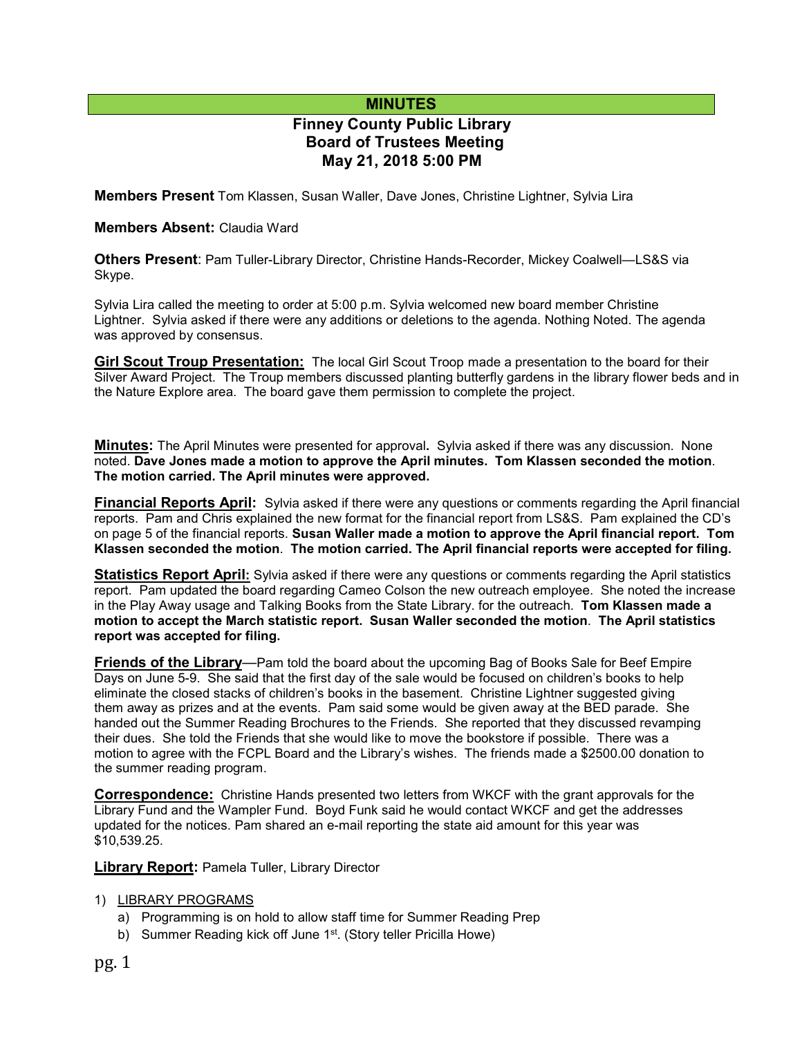# MINUTES

## Finney County Public Library
## Board of Trustees Meeting
## May 21, 2018 5:00 PM

**Members Present** Tom Klassen, Susan Waller, Dave Jones, Christine Lightner, Sylvia Lira

**Members Absent:** Claudia Ward

**Others Present**: Pam Tuller-Library Director, Christine Hands-Recorder, Mickey Coalwell—LS&S via Skype.

Sylvia Lira called the meeting to order at 5:00 p.m. Sylvia welcomed new board member Christine Lightner. Sylvia asked if there were any additions or deletions to the agenda. Nothing Noted. The agenda was approved by consensus.

**Girl Scout Troup Presentation:** The local Girl Scout Troop made a presentation to the board for their Silver Award Project. The Troup members discussed planting butterfly gardens in the library flower beds and in the Nature Explore area. The board gave them permission to complete the project.

**Minutes:** The April Minutes were presented for approval**.** Sylvia asked if there was any discussion. None noted. **Dave Jones made a motion to approve the April minutes. Tom Klassen seconded the motion**. **The motion carried. The April minutes were approved.**

**Financial Reports April:** Sylvia asked if there were any questions or comments regarding the April financial reports. Pam and Chris explained the new format for the financial report from LS&S. Pam explained the CD's on page 5 of the financial reports. **Susan Waller made a motion to approve the April financial report. Tom Klassen seconded the motion**. **The motion carried. The April financial reports were accepted for filing.**

**Statistics Report April:** Sylvia asked if there were any questions or comments regarding the April statistics report. Pam updated the board regarding Cameo Colson the new outreach employee. She noted the increase in the Play Away usage and Talking Books from the State Library. for the outreach. **Tom Klassen made a motion to accept the March statistic report. Susan Waller seconded the motion**. **The April statistics report was accepted for filing.**

**Friends of the Library**—Pam told the board about the upcoming Bag of Books Sale for Beef Empire Days on June 5-9. She said that the first day of the sale would be focused on children's books to help eliminate the closed stacks of children's books in the basement. Christine Lightner suggested giving them away as prizes and at the events. Pam said some would be given away at the BED parade. She handed out the Summer Reading Brochures to the Friends. She reported that they discussed revamping their dues. She told the Friends that she would like to move the bookstore if possible. There was a motion to agree with the FCPL Board and the Library's wishes. The friends made a $2500.00 donation to the summer reading program.

**Correspondence:** Christine Hands presented two letters from WKCF with the grant approvals for the Library Fund and the Wampler Fund. Boyd Funk said he would contact WKCF and get the addresses updated for the notices. Pam shared an e-mail reporting the state aid amount for this year was $10,539.25.

**Library Report:** Pamela Tuller, Library Director

1) LIBRARY PROGRAMS
   a) Programming is on hold to allow staff time for Summer Reading Prep
   b) Summer Reading kick off June 1st. (Story teller Pricilla Howe)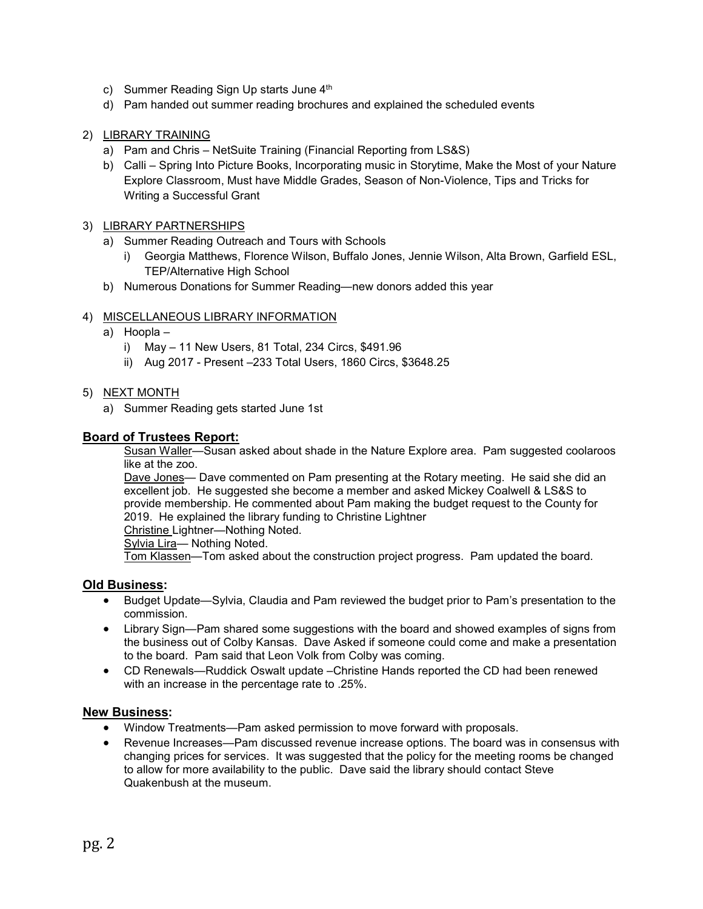c) Summer Reading Sign Up starts June 4th
d) Pam handed out summer reading brochures and explained the scheduled events

2) LIBRARY TRAINING
   a) Pam and Chris – NetSuite Training (Financial Reporting from LS&S)
   b) Calli – Spring Into Picture Books, Incorporating music in Storytime, Make the Most of your Nature Explore Classroom, Must have Middle Grades, Season of Non-Violence, Tips and Tricks for Writing a Successful Grant

3) LIBRARY PARTNERSHIPS
   a) Summer Reading Outreach and Tours with Schools
      i) Georgia Matthews, Florence Wilson, Buffalo Jones, Jennie Wilson, Alta Brown, Garfield ESL, TEP/Alternative High School
   b) Numerous Donations for Summer Reading—new donors added this year

4) MISCELLANEOUS LIBRARY INFORMATION
   a) Hoopla –
      i) May – 11 New Users, 81 Total, 234 Circs, $491.96
      ii) Aug 2017 - Present –233 Total Users, 1860 Circs, $3648.25

5) NEXT MONTH
   a) Summer Reading gets started June 1st

## Board of Trustees Report:

Susan Waller—Susan asked about shade in the Nature Explore area. Pam suggested coolaroos like at the zoo.
Dave Jones— Dave commented on Pam presenting at the Rotary meeting. He said she did an excellent job. He suggested she become a member and asked Mickey Coalwell & LS&S to provide membership. He commented about Pam making the budget request to the County for 2019. He explained the library funding to Christine Lightner
Christine Lightner—Nothing Noted.
Sylvia Lira— Nothing Noted.
Tom Klassen—Tom asked about the construction project progress. Pam updated the board.

## Old Business:

- Budget Update—Sylvia, Claudia and Pam reviewed the budget prior to Pam's presentation to the commission.
- Library Sign—Pam shared some suggestions with the board and showed examples of signs from the business out of Colby Kansas. Dave Asked if someone could come and make a presentation to the board. Pam said that Leon Volk from Colby was coming.
- CD Renewals—Ruddick Oswalt update –Christine Hands reported the CD had been renewed with an increase in the percentage rate to .25%.

## New Business:

- Window Treatments—Pam asked permission to move forward with proposals.
- Revenue Increases—Pam discussed revenue increase options. The board was in consensus with changing prices for services. It was suggested that the policy for the meeting rooms be changed to allow for more availability to the public. Dave said the library should contact Steve Quakenbush at the museum.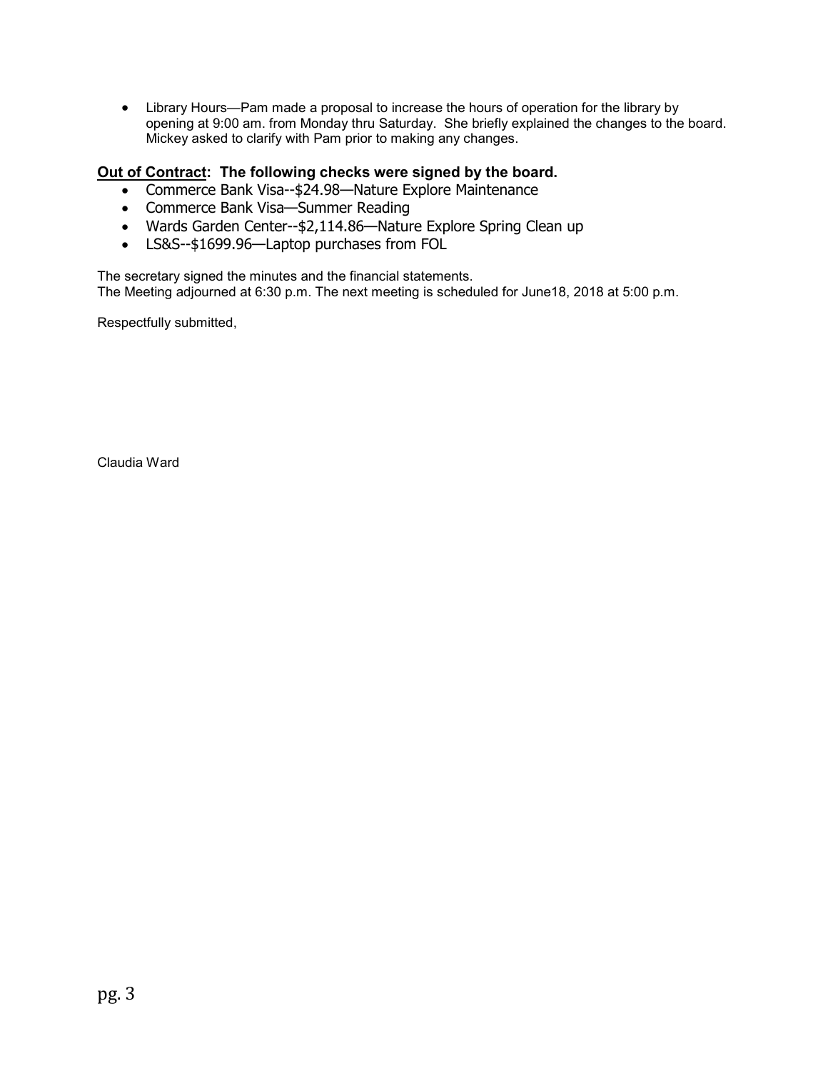- Library Hours—Pam made a proposal to increase the hours of operation for the library by opening at 9:00 am. from Monday thru Saturday. She briefly explained the changes to the board. Mickey asked to clarify with Pam prior to making any changes.

**Out of Contract: The following checks were signed by the board.**

- Commerce Bank Visa--$24.98—Nature Explore Maintenance
- Commerce Bank Visa—Summer Reading
- Wards Garden Center--$2,114.86—Nature Explore Spring Clean up
- LS&S--$1699.96—Laptop purchases from FOL

The secretary signed the minutes and the financial statements.
The Meeting adjourned at 6:30 p.m. The next meeting is scheduled for June18, 2018 at 5:00 p.m.

Respectfully submitted,

Claudia Ward